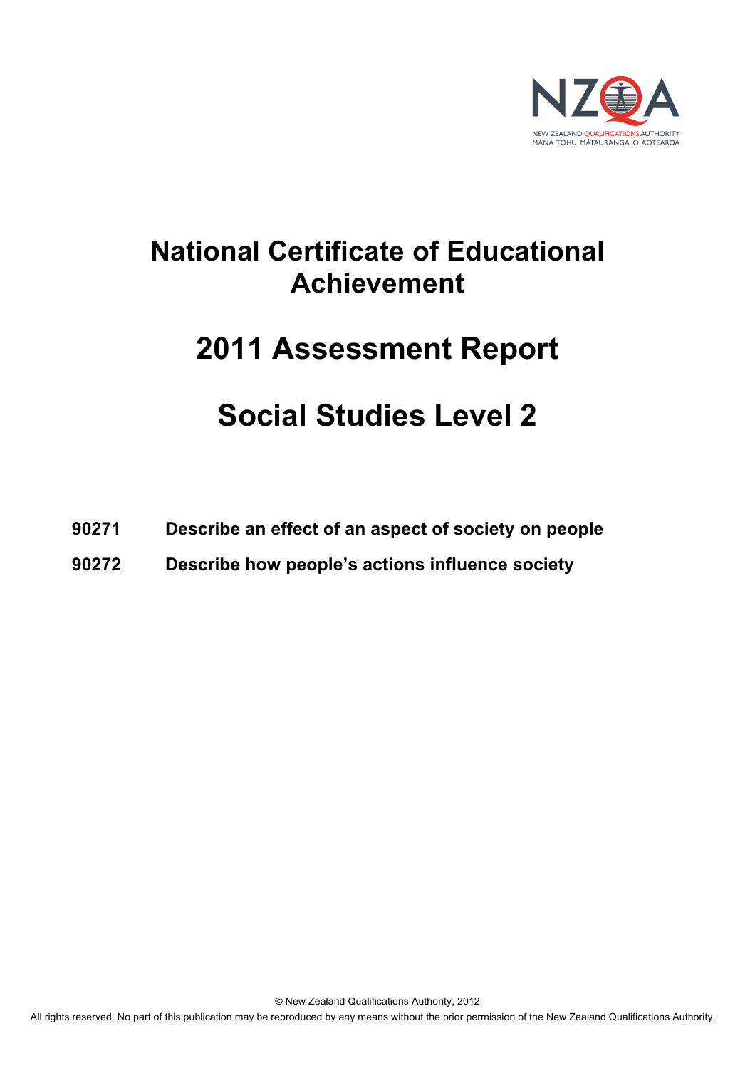NZQA

NEW ZEALAND QUALIFICATIONS AUTHORITY
MANA TOHU MĀTAURANGA O AOTEAROA

# National Certificate of Educational Achievement

# 2011 Assessment Report

# Social Studies Level 2

**90271 Describe an effect of an aspect of society on people**

**90272 Describe how people's actions influence society**

© New Zealand Qualifications Authority, 2012

All rights reserved. No part of this publication may be reproduced by any means without the prior permission of the New Zealand Qualifications Authority.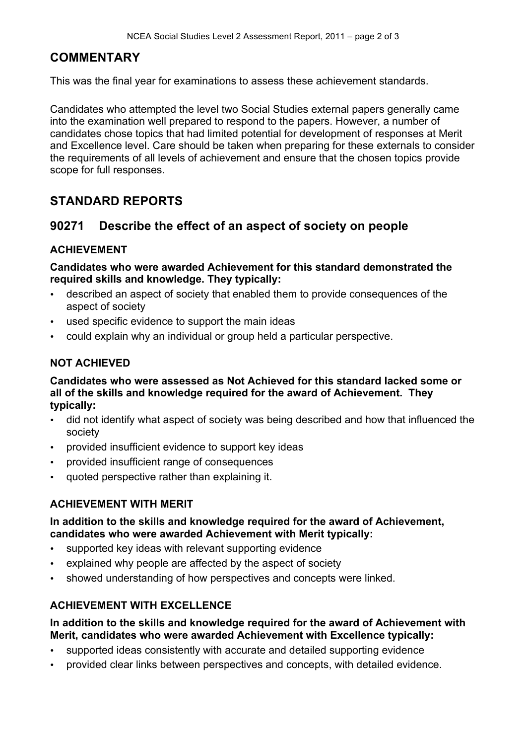## COMMENTARY

This was the final year for examinations to assess these achievement standards.

Candidates who attempted the level two Social Studies external papers generally came into the examination well prepared to respond to the papers. However, a number of candidates chose topics that had limited potential for development of responses at Merit and Excellence level. Care should be taken when preparing for these externals to consider the requirements of all levels of achievement and ensure that the chosen topics provide scope for full responses.

## STANDARD REPORTS

### 90271 Describe the effect of an aspect of society on people

#### ACHIEVEMENT

**Candidates who were awarded Achievement for this standard demonstrated the required skills and knowledge. They typically:**

- described an aspect of society that enabled them to provide consequences of the aspect of society
- used specific evidence to support the main ideas
- could explain why an individual or group held a particular perspective.

#### NOT ACHIEVED

**Candidates who were assessed as Not Achieved for this standard lacked some or all of the skills and knowledge required for the award of Achievement. They typically:**

- did not identify what aspect of society was being described and how that influenced the society
- provided insufficient evidence to support key ideas
- provided insufficient range of consequences
- quoted perspective rather than explaining it.

#### ACHIEVEMENT WITH MERIT

**In addition to the skills and knowledge required for the award of Achievement, candidates who were awarded Achievement with Merit typically:**

- supported key ideas with relevant supporting evidence
- explained why people are affected by the aspect of society
- showed understanding of how perspectives and concepts were linked.

#### ACHIEVEMENT WITH EXCELLENCE

**In addition to the skills and knowledge required for the award of Achievement with Merit, candidates who were awarded Achievement with Excellence typically:**

- supported ideas consistently with accurate and detailed supporting evidence
- provided clear links between perspectives and concepts, with detailed evidence.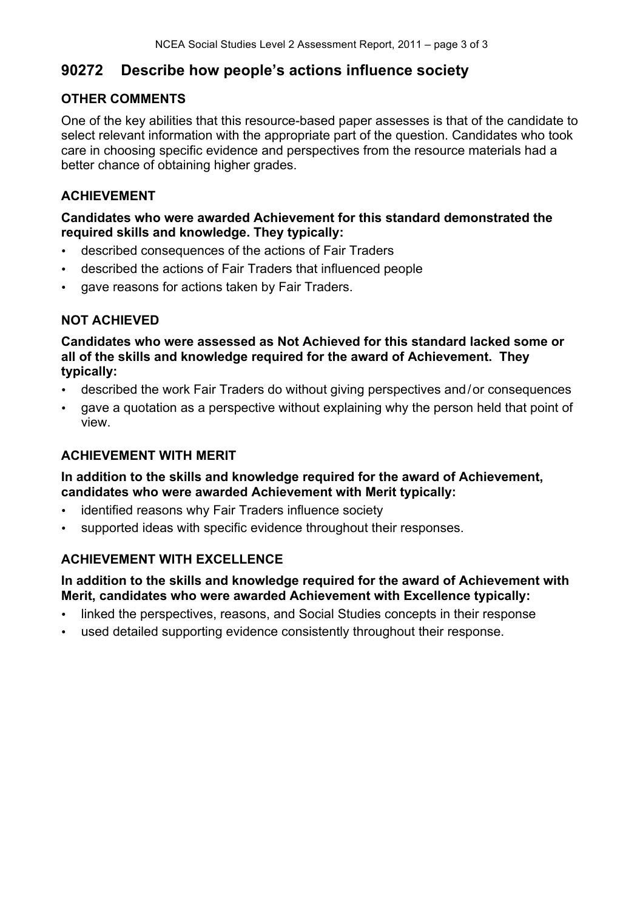## 90272 Describe how people's actions influence society

### OTHER COMMENTS

One of the key abilities that this resource-based paper assesses is that of the candidate to select relevant information with the appropriate part of the question. Candidates who took care in choosing specific evidence and perspectives from the resource materials had a better chance of obtaining higher grades.

### ACHIEVEMENT

**Candidates who were awarded Achievement for this standard demonstrated the required skills and knowledge. They typically:**

- described consequences of the actions of Fair Traders
- described the actions of Fair Traders that influenced people
- gave reasons for actions taken by Fair Traders.

### NOT ACHIEVED

**Candidates who were assessed as Not Achieved for this standard lacked some or all of the skills and knowledge required for the award of Achievement. They typically:**

- described the work Fair Traders do without giving perspectives and/or consequences
- gave a quotation as a perspective without explaining why the person held that point of view.

### ACHIEVEMENT WITH MERIT

**In addition to the skills and knowledge required for the award of Achievement, candidates who were awarded Achievement with Merit typically:**

- identified reasons why Fair Traders influence society
- supported ideas with specific evidence throughout their responses.

### ACHIEVEMENT WITH EXCELLENCE

**In addition to the skills and knowledge required for the award of Achievement with Merit, candidates who were awarded Achievement with Excellence typically:**

- linked the perspectives, reasons, and Social Studies concepts in their response
- used detailed supporting evidence consistently throughout their response.